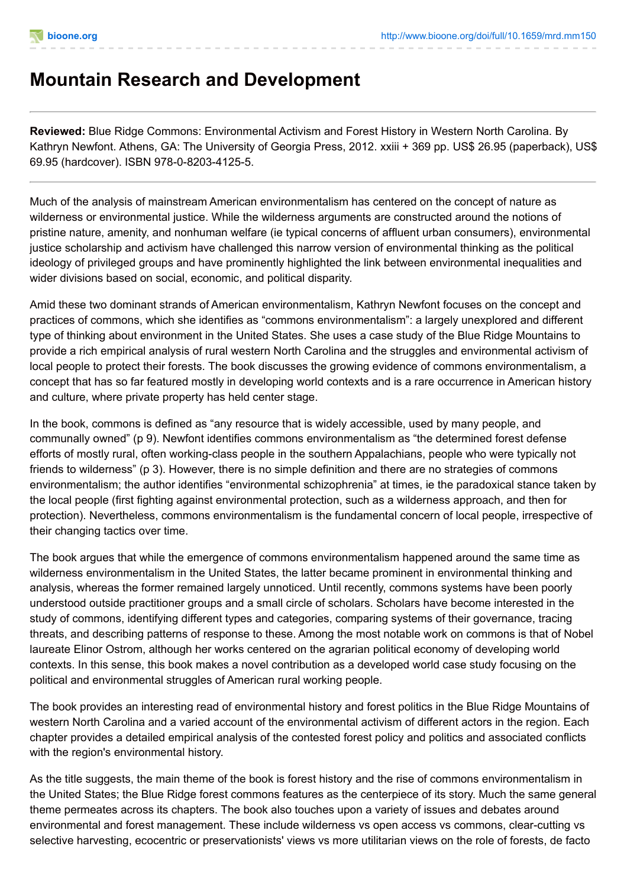# Mountain Research and Development

**Reviewed:** Blue Ridge Commons: Environmental Activism and Forest History in Western North Carolina. By Kathryn Newfont. Athens, GA: The University of Georgia Press, 2012. xxiii + 369 pp. US$ 26.95 (paperback), US$ 69.95 (hardcover). ISBN 978-0-8203-4125-5.

Much of the analysis of mainstream American environmentalism has centered on the concept of nature as wilderness or environmental justice. While the wilderness arguments are constructed around the notions of pristine nature, amenity, and nonhuman welfare (ie typical concerns of affluent urban consumers), environmental justice scholarship and activism have challenged this narrow version of environmental thinking as the political ideology of privileged groups and have prominently highlighted the link between environmental inequalities and wider divisions based on social, economic, and political disparity.

Amid these two dominant strands of American environmentalism, Kathryn Newfont focuses on the concept and practices of commons, which she identifies as "commons environmentalism": a largely unexplored and different type of thinking about environment in the United States. She uses a case study of the Blue Ridge Mountains to provide a rich empirical analysis of rural western North Carolina and the struggles and environmental activism of local people to protect their forests. The book discusses the growing evidence of commons environmentalism, a concept that has so far featured mostly in developing world contexts and is a rare occurrence in American history and culture, where private property has held center stage.

In the book, commons is defined as "any resource that is widely accessible, used by many people, and communally owned" (p 9). Newfont identifies commons environmentalism as "the determined forest defense efforts of mostly rural, often working-class people in the southern Appalachians, people who were typically not friends to wilderness" (p 3). However, there is no simple definition and there are no strategies of commons environmentalism; the author identifies "environmental schizophrenia" at times, ie the paradoxical stance taken by the local people (first fighting against environmental protection, such as a wilderness approach, and then for protection). Nevertheless, commons environmentalism is the fundamental concern of local people, irrespective of their changing tactics over time.

The book argues that while the emergence of commons environmentalism happened around the same time as wilderness environmentalism in the United States, the latter became prominent in environmental thinking and analysis, whereas the former remained largely unnoticed. Until recently, commons systems have been poorly understood outside practitioner groups and a small circle of scholars. Scholars have become interested in the study of commons, identifying different types and categories, comparing systems of their governance, tracing threats, and describing patterns of response to these. Among the most notable work on commons is that of Nobel laureate Elinor Ostrom, although her works centered on the agrarian political economy of developing world contexts. In this sense, this book makes a novel contribution as a developed world case study focusing on the political and environmental struggles of American rural working people.

The book provides an interesting read of environmental history and forest politics in the Blue Ridge Mountains of western North Carolina and a varied account of the environmental activism of different actors in the region. Each chapter provides a detailed empirical analysis of the contested forest policy and politics and associated conflicts with the region's environmental history.

As the title suggests, the main theme of the book is forest history and the rise of commons environmentalism in the United States; the Blue Ridge forest commons features as the centerpiece of its story. Much the same general theme permeates across its chapters. The book also touches upon a variety of issues and debates around environmental and forest management. These include wilderness vs open access vs commons, clear-cutting vs selective harvesting, ecocentric or preservationists' views vs more utilitarian views on the role of forests, de facto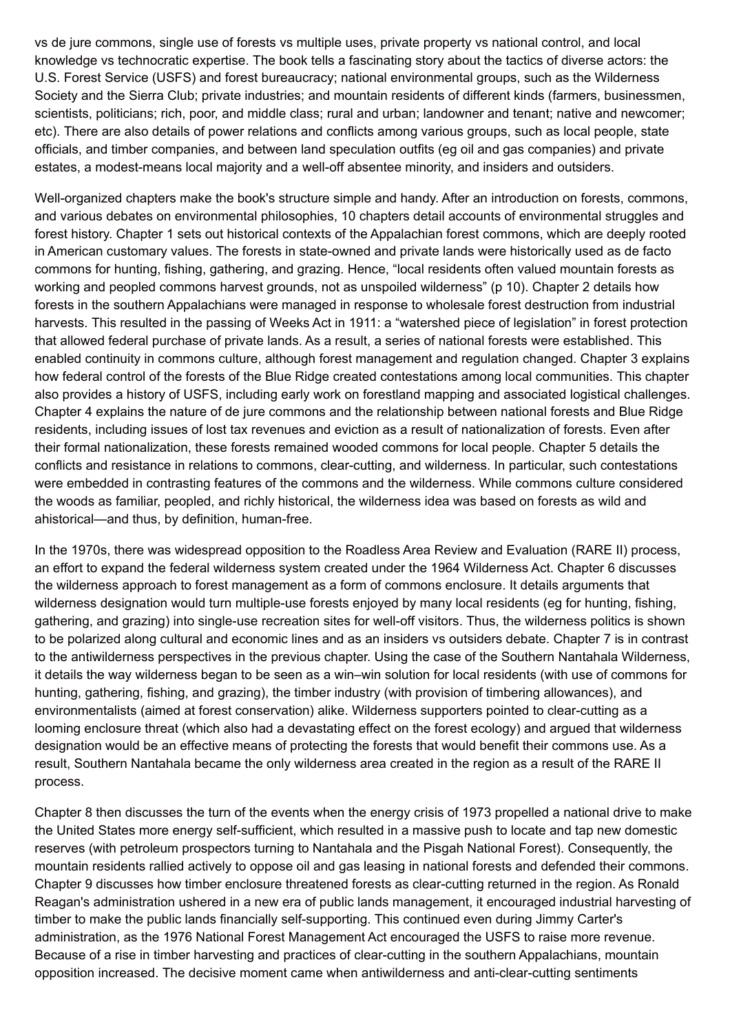vs de jure commons, single use of forests vs multiple uses, private property vs national control, and local knowledge vs technocratic expertise. The book tells a fascinating story about the tactics of diverse actors: the U.S. Forest Service (USFS) and forest bureaucracy; national environmental groups, such as the Wilderness Society and the Sierra Club; private industries; and mountain residents of different kinds (farmers, businessmen, scientists, politicians; rich, poor, and middle class; rural and urban; landowner and tenant; native and newcomer; etc). There are also details of power relations and conflicts among various groups, such as local people, state officials, and timber companies, and between land speculation outfits (eg oil and gas companies) and private estates, a modest-means local majority and a well-off absentee minority, and insiders and outsiders.

Well-organized chapters make the book's structure simple and handy. After an introduction on forests, commons, and various debates on environmental philosophies, 10 chapters detail accounts of environmental struggles and forest history. Chapter 1 sets out historical contexts of the Appalachian forest commons, which are deeply rooted in American customary values. The forests in state-owned and private lands were historically used as de facto commons for hunting, fishing, gathering, and grazing. Hence, "local residents often valued mountain forests as working and peopled commons harvest grounds, not as unspoiled wilderness" (p 10). Chapter 2 details how forests in the southern Appalachians were managed in response to wholesale forest destruction from industrial harvests. This resulted in the passing of Weeks Act in 1911: a "watershed piece of legislation" in forest protection that allowed federal purchase of private lands. As a result, a series of national forests were established. This enabled continuity in commons culture, although forest management and regulation changed. Chapter 3 explains how federal control of the forests of the Blue Ridge created contestations among local communities. This chapter also provides a history of USFS, including early work on forestland mapping and associated logistical challenges. Chapter 4 explains the nature of de jure commons and the relationship between national forests and Blue Ridge residents, including issues of lost tax revenues and eviction as a result of nationalization of forests. Even after their formal nationalization, these forests remained wooded commons for local people. Chapter 5 details the conflicts and resistance in relations to commons, clear-cutting, and wilderness. In particular, such contestations were embedded in contrasting features of the commons and the wilderness. While commons culture considered the woods as familiar, peopled, and richly historical, the wilderness idea was based on forests as wild and ahistorical—and thus, by definition, human-free.

In the 1970s, there was widespread opposition to the Roadless Area Review and Evaluation (RARE II) process, an effort to expand the federal wilderness system created under the 1964 Wilderness Act. Chapter 6 discusses the wilderness approach to forest management as a form of commons enclosure. It details arguments that wilderness designation would turn multiple-use forests enjoyed by many local residents (eg for hunting, fishing, gathering, and grazing) into single-use recreation sites for well-off visitors. Thus, the wilderness politics is shown to be polarized along cultural and economic lines and as an insiders vs outsiders debate. Chapter 7 is in contrast to the antiwilderness perspectives in the previous chapter. Using the case of the Southern Nantahala Wilderness, it details the way wilderness began to be seen as a win–win solution for local residents (with use of commons for hunting, gathering, fishing, and grazing), the timber industry (with provision of timbering allowances), and environmentalists (aimed at forest conservation) alike. Wilderness supporters pointed to clear-cutting as a looming enclosure threat (which also had a devastating effect on the forest ecology) and argued that wilderness designation would be an effective means of protecting the forests that would benefit their commons use. As a result, Southern Nantahala became the only wilderness area created in the region as a result of the RARE II process.

Chapter 8 then discusses the turn of the events when the energy crisis of 1973 propelled a national drive to make the United States more energy self-sufficient, which resulted in a massive push to locate and tap new domestic reserves (with petroleum prospectors turning to Nantahala and the Pisgah National Forest). Consequently, the mountain residents rallied actively to oppose oil and gas leasing in national forests and defended their commons. Chapter 9 discusses how timber enclosure threatened forests as clear-cutting returned in the region. As Ronald Reagan's administration ushered in a new era of public lands management, it encouraged industrial harvesting of timber to make the public lands financially self-supporting. This continued even during Jimmy Carter's administration, as the 1976 National Forest Management Act encouraged the USFS to raise more revenue. Because of a rise in timber harvesting and practices of clear-cutting in the southern Appalachians, mountain opposition increased. The decisive moment came when antiwilderness and anti-clear-cutting sentiments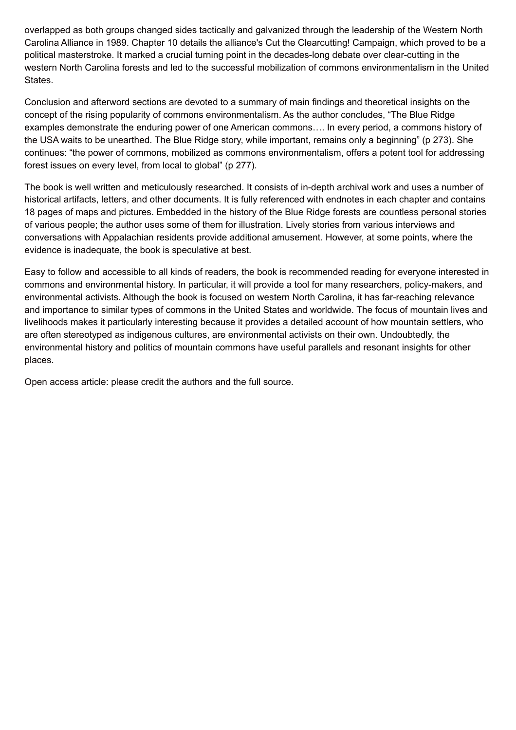overlapped as both groups changed sides tactically and galvanized through the leadership of the Western North Carolina Alliance in 1989. Chapter 10 details the alliance's Cut the Clearcutting! Campaign, which proved to be a political masterstroke. It marked a crucial turning point in the decades-long debate over clear-cutting in the western North Carolina forests and led to the successful mobilization of commons environmentalism in the United States.

Conclusion and afterword sections are devoted to a summary of main findings and theoretical insights on the concept of the rising popularity of commons environmentalism. As the author concludes, "The Blue Ridge examples demonstrate the enduring power of one American commons…. In every period, a commons history of the USA waits to be unearthed. The Blue Ridge story, while important, remains only a beginning" (p 273). She continues: "the power of commons, mobilized as commons environmentalism, offers a potent tool for addressing forest issues on every level, from local to global" (p 277).

The book is well written and meticulously researched. It consists of in-depth archival work and uses a number of historical artifacts, letters, and other documents. It is fully referenced with endnotes in each chapter and contains 18 pages of maps and pictures. Embedded in the history of the Blue Ridge forests are countless personal stories of various people; the author uses some of them for illustration. Lively stories from various interviews and conversations with Appalachian residents provide additional amusement. However, at some points, where the evidence is inadequate, the book is speculative at best.

Easy to follow and accessible to all kinds of readers, the book is recommended reading for everyone interested in commons and environmental history. In particular, it will provide a tool for many researchers, policy-makers, and environmental activists. Although the book is focused on western North Carolina, it has far-reaching relevance and importance to similar types of commons in the United States and worldwide. The focus of mountain lives and livelihoods makes it particularly interesting because it provides a detailed account of how mountain settlers, who are often stereotyped as indigenous cultures, are environmental activists on their own. Undoubtedly, the environmental history and politics of mountain commons have useful parallels and resonant insights for other places.

Open access article: please credit the authors and the full source.